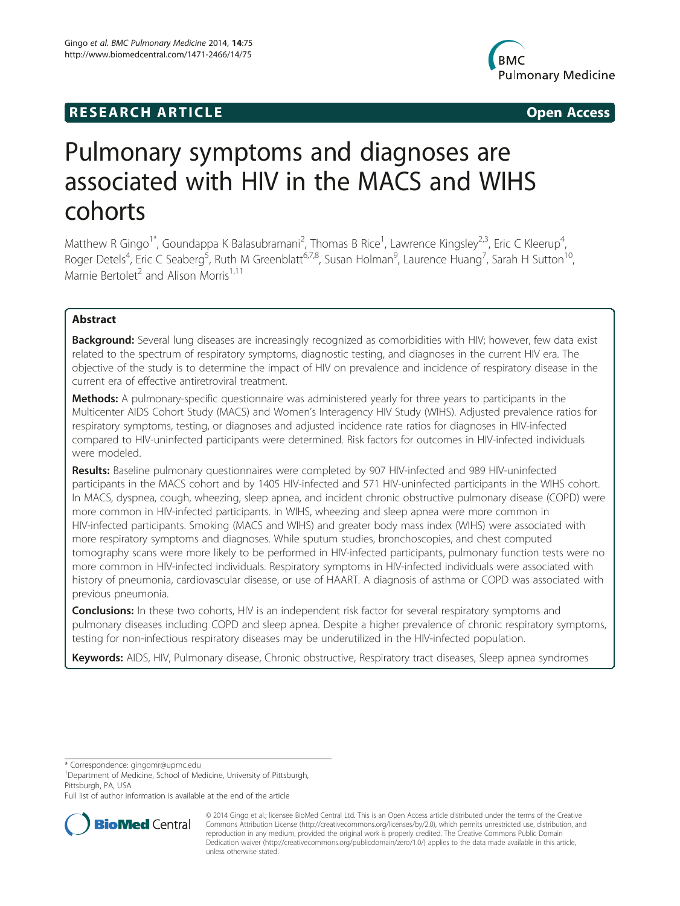**RESEARCH ARTICLE** **Open Access**

# Pulmonary symptoms and diagnoses are associated with HIV in the MACS and WIHS cohorts

Matthew R Gingo[1*], Goundappa K Balasubramani[2], Thomas B Rice[1], Lawrence Kingsley[2,3], Eric C Kleerup[4], Roger Detels[4], Eric C Seaberg[5], Ruth M Greenblatt[6,7,8], Susan Holman[9], Laurence Huang[7], Sarah H Sutton[10], Marnie Bertolet[2] and Alison Morris[1,11]

## Abstract

**Background:** Several lung diseases are increasingly recognized as comorbidities with HIV; however, few data exist related to the spectrum of respiratory symptoms, diagnostic testing, and diagnoses in the current HIV era. The objective of the study is to determine the impact of HIV on prevalence and incidence of respiratory disease in the current era of effective antiretroviral treatment.

**Methods:** A pulmonary-specific questionnaire was administered yearly for three years to participants in the Multicenter AIDS Cohort Study (MACS) and Women's Interagency HIV Study (WIHS). Adjusted prevalence ratios for respiratory symptoms, testing, or diagnoses and adjusted incidence rate ratios for diagnoses in HIV-infected compared to HIV-uninfected participants were determined. Risk factors for outcomes in HIV-infected individuals were modeled.

**Results:** Baseline pulmonary questionnaires were completed by 907 HIV-infected and 989 HIV-uninfected participants in the MACS cohort and by 1405 HIV-infected and 571 HIV-uninfected participants in the WIHS cohort. In MACS, dyspnea, cough, wheezing, sleep apnea, and incident chronic obstructive pulmonary disease (COPD) were more common in HIV-infected participants. In WIHS, wheezing and sleep apnea were more common in HIV-infected participants. Smoking (MACS and WIHS) and greater body mass index (WIHS) were associated with more respiratory symptoms and diagnoses. While sputum studies, bronchoscopies, and chest computed tomography scans were more likely to be performed in HIV-infected participants, pulmonary function tests were no more common in HIV-infected individuals. Respiratory symptoms in HIV-infected individuals were associated with history of pneumonia, cardiovascular disease, or use of HAART. A diagnosis of asthma or COPD was associated with previous pneumonia.

**Conclusions:** In these two cohorts, HIV is an independent risk factor for several respiratory symptoms and pulmonary diseases including COPD and sleep apnea. Despite a higher prevalence of chronic respiratory symptoms, testing for non-infectious respiratory diseases may be underutilized in the HIV-infected population.

**Keywords:** AIDS, HIV, Pulmonary disease, Chronic obstructive, Respiratory tract diseases, Sleep apnea syndromes

---

\* Correspondence: gingomr@upmc.edu
[1]Department of Medicine, School of Medicine, University of Pittsburgh, Pittsburgh, PA, USA
Full list of author information is available at the end of the article

© 2014 Gingo et al.; licensee BioMed Central Ltd. This is an Open Access article distributed under the terms of the Creative Commons Attribution License (http://creativecommons.org/licenses/by/2.0), which permits unrestricted use, distribution, and reproduction in any medium, provided the original work is properly credited. The Creative Commons Public Domain Dedication waiver (http://creativecommons.org/publicdomain/zero/1.0/) applies to the data made available in this article, unless otherwise stated.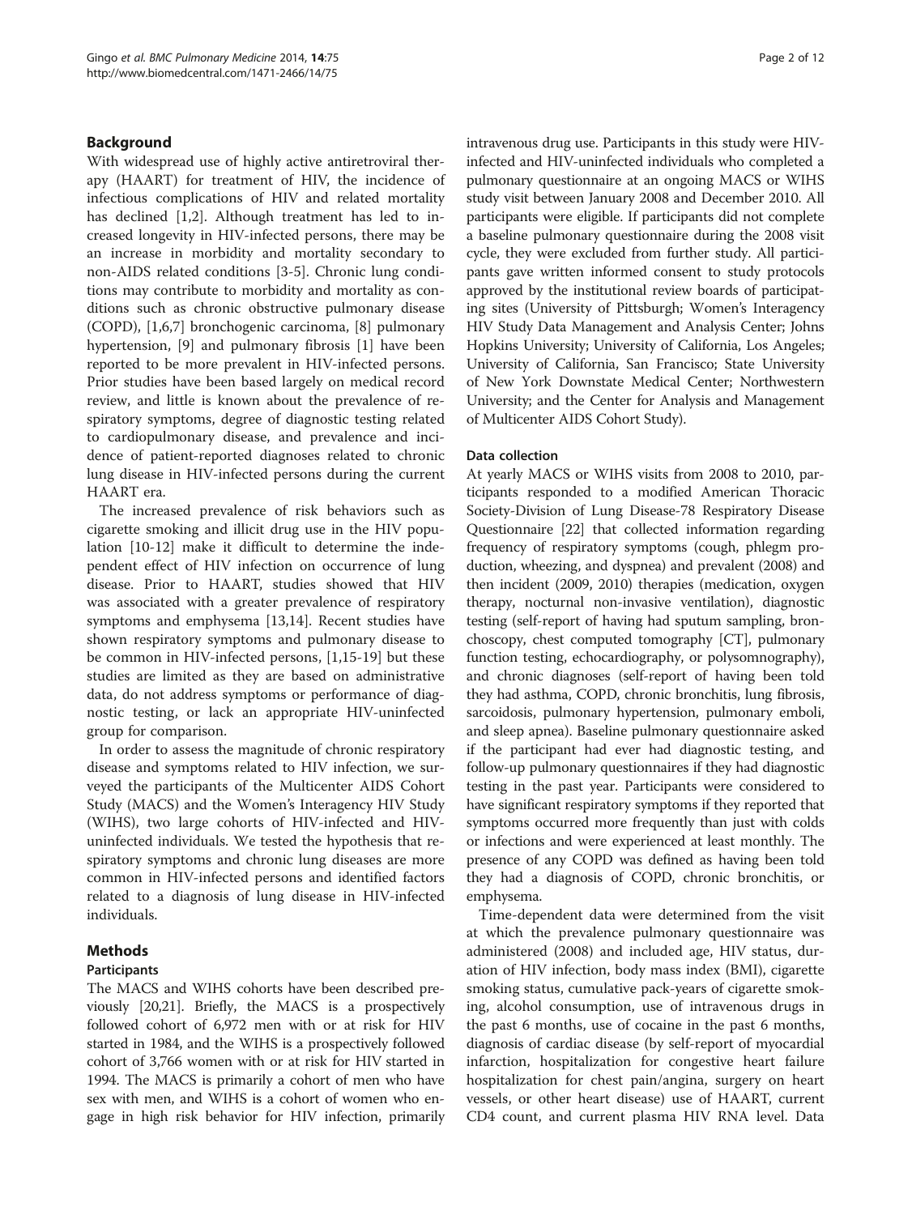## Background

With widespread use of highly active antiretroviral therapy (HAART) for treatment of HIV, the incidence of infectious complications of HIV and related mortality has declined [1,2]. Although treatment has led to increased longevity in HIV-infected persons, there may be an increase in morbidity and mortality secondary to non-AIDS related conditions [3-5]. Chronic lung conditions may contribute to morbidity and mortality as conditions such as chronic obstructive pulmonary disease (COPD), [1,6,7] bronchogenic carcinoma, [8] pulmonary hypertension, [9] and pulmonary fibrosis [1] have been reported to be more prevalent in HIV-infected persons. Prior studies have been based largely on medical record review, and little is known about the prevalence of respiratory symptoms, degree of diagnostic testing related to cardiopulmonary disease, and prevalence and incidence of patient-reported diagnoses related to chronic lung disease in HIV-infected persons during the current HAART era.

The increased prevalence of risk behaviors such as cigarette smoking and illicit drug use in the HIV population [10-12] make it difficult to determine the independent effect of HIV infection on occurrence of lung disease. Prior to HAART, studies showed that HIV was associated with a greater prevalence of respiratory symptoms and emphysema [13,14]. Recent studies have shown respiratory symptoms and pulmonary disease to be common in HIV-infected persons, [1,15-19] but these studies are limited as they are based on administrative data, do not address symptoms or performance of diagnostic testing, or lack an appropriate HIV-uninfected group for comparison.

In order to assess the magnitude of chronic respiratory disease and symptoms related to HIV infection, we surveyed the participants of the Multicenter AIDS Cohort Study (MACS) and the Women's Interagency HIV Study (WIHS), two large cohorts of HIV-infected and HIV-uninfected individuals. We tested the hypothesis that respiratory symptoms and chronic lung diseases are more common in HIV-infected persons and identified factors related to a diagnosis of lung disease in HIV-infected individuals.

## Methods

### Participants

The MACS and WIHS cohorts have been described previously [20,21]. Briefly, the MACS is a prospectively followed cohort of 6,972 men with or at risk for HIV started in 1984, and the WIHS is a prospectively followed cohort of 3,766 women with or at risk for HIV started in 1994. The MACS is primarily a cohort of men who have sex with men, and WIHS is a cohort of women who engage in high risk behavior for HIV infection, primarily intravenous drug use. Participants in this study were HIV-infected and HIV-uninfected individuals who completed a pulmonary questionnaire at an ongoing MACS or WIHS study visit between January 2008 and December 2010. All participants were eligible. If participants did not complete a baseline pulmonary questionnaire during the 2008 visit cycle, they were excluded from further study. All participants gave written informed consent to study protocols approved by the institutional review boards of participating sites (University of Pittsburgh; Women's Interagency HIV Study Data Management and Analysis Center; Johns Hopkins University; University of California, Los Angeles; University of California, San Francisco; State University of New York Downstate Medical Center; Northwestern University; and the Center for Analysis and Management of Multicenter AIDS Cohort Study).

### Data collection

At yearly MACS or WIHS visits from 2008 to 2010, participants responded to a modified American Thoracic Society-Division of Lung Disease-78 Respiratory Disease Questionnaire [22] that collected information regarding frequency of respiratory symptoms (cough, phlegm production, wheezing, and dyspnea) and prevalent (2008) and then incident (2009, 2010) therapies (medication, oxygen therapy, nocturnal non-invasive ventilation), diagnostic testing (self-report of having had sputum sampling, bronchoscopy, chest computed tomography [CT], pulmonary function testing, echocardiography, or polysomnography), and chronic diagnoses (self-report of having been told they had asthma, COPD, chronic bronchitis, lung fibrosis, sarcoidosis, pulmonary hypertension, pulmonary emboli, and sleep apnea). Baseline pulmonary questionnaire asked if the participant had ever had diagnostic testing, and follow-up pulmonary questionnaires if they had diagnostic testing in the past year. Participants were considered to have significant respiratory symptoms if they reported that symptoms occurred more frequently than just with colds or infections and were experienced at least monthly. The presence of any COPD was defined as having been told they had a diagnosis of COPD, chronic bronchitis, or emphysema.

Time-dependent data were determined from the visit at which the prevalence pulmonary questionnaire was administered (2008) and included age, HIV status, duration of HIV infection, body mass index (BMI), cigarette smoking status, cumulative pack-years of cigarette smoking, alcohol consumption, use of intravenous drugs in the past 6 months, use of cocaine in the past 6 months, diagnosis of cardiac disease (by self-report of myocardial infarction, hospitalization for congestive heart failure hospitalization for chest pain/angina, surgery on heart vessels, or other heart disease) use of HAART, current CD4 count, and current plasma HIV RNA level. Data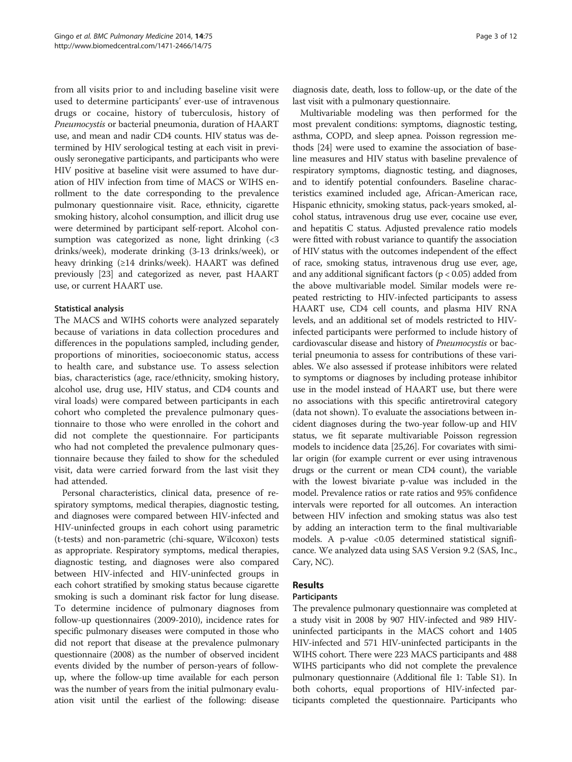from all visits prior to and including baseline visit were used to determine participants' ever-use of intravenous drugs or cocaine, history of tuberculosis, history of *Pneumocystis* or bacterial pneumonia, duration of HAART use, and mean and nadir CD4 counts. HIV status was determined by HIV serological testing at each visit in previously seronegative participants, and participants who were HIV positive at baseline visit were assumed to have duration of HIV infection from time of MACS or WIHS enrollment to the date corresponding to the prevalence pulmonary questionnaire visit. Race, ethnicity, cigarette smoking history, alcohol consumption, and illicit drug use were determined by participant self-report. Alcohol consumption was categorized as none, light drinking (<3 drinks/week), moderate drinking (3-13 drinks/week), or heavy drinking (≥14 drinks/week). HAART was defined previously [23] and categorized as never, past HAART use, or current HAART use.

### Statistical analysis

The MACS and WIHS cohorts were analyzed separately because of variations in data collection procedures and differences in the populations sampled, including gender, proportions of minorities, socioeconomic status, access to health care, and substance use. To assess selection bias, characteristics (age, race/ethnicity, smoking history, alcohol use, drug use, HIV status, and CD4 counts and viral loads) were compared between participants in each cohort who completed the prevalence pulmonary questionnaire to those who were enrolled in the cohort and did not complete the questionnaire. For participants who had not completed the prevalence pulmonary questionnaire because they failed to show for the scheduled visit, data were carried forward from the last visit they had attended.

Personal characteristics, clinical data, presence of respiratory symptoms, medical therapies, diagnostic testing, and diagnoses were compared between HIV-infected and HIV-uninfected groups in each cohort using parametric (t-tests) and non-parametric (chi-square, Wilcoxon) tests as appropriate. Respiratory symptoms, medical therapies, diagnostic testing, and diagnoses were also compared between HIV-infected and HIV-uninfected groups in each cohort stratified by smoking status because cigarette smoking is such a dominant risk factor for lung disease. To determine incidence of pulmonary diagnoses from follow-up questionnaires (2009-2010), incidence rates for specific pulmonary diseases were computed in those who did not report that disease at the prevalence pulmonary questionnaire (2008) as the number of observed incident events divided by the number of person-years of follow-up, where the follow-up time available for each person was the number of years from the initial pulmonary evaluation visit until the earliest of the following: disease diagnosis date, death, loss to follow-up, or the date of the last visit with a pulmonary questionnaire.

Multivariable modeling was then performed for the most prevalent conditions: symptoms, diagnostic testing, asthma, COPD, and sleep apnea. Poisson regression methods [24] were used to examine the association of baseline measures and HIV status with baseline prevalence of respiratory symptoms, diagnostic testing, and diagnoses, and to identify potential confounders. Baseline characteristics examined included age, African-American race, Hispanic ethnicity, smoking status, pack-years smoked, alcohol status, intravenous drug use ever, cocaine use ever, and hepatitis C status. Adjusted prevalence ratio models were fitted with robust variance to quantify the association of HIV status with the outcomes independent of the effect of race, smoking status, intravenous drug use ever, age, and any additional significant factors ($p < 0.05$) added from the above multivariable model. Similar models were repeated restricting to HIV-infected participants to assess HAART use, CD4 cell counts, and plasma HIV RNA levels, and an additional set of models restricted to HIV-infected participants were performed to include history of cardiovascular disease and history of *Pneumocystis* or bacterial pneumonia to assess for contributions of these variables. We also assessed if protease inhibitors were related to symptoms or diagnoses by including protease inhibitor use in the model instead of HAART use, but there were no associations with this specific antiretroviral category (data not shown). To evaluate the associations between incident diagnoses during the two-year follow-up and HIV status, we fit separate multivariable Poisson regression models to incidence data [25,26]. For covariates with similar origin (for example current or ever using intravenous drugs or the current or mean CD4 count), the variable with the lowest bivariate p-value was included in the model. Prevalence ratios or rate ratios and 95% confidence intervals were reported for all outcomes. An interaction between HIV infection and smoking status was also test by adding an interaction term to the final multivariable models. A p-value <0.05 determined statistical significance. We analyzed data using SAS Version 9.2 (SAS, Inc., Cary, NC).

## Results

### Participants

The prevalence pulmonary questionnaire was completed at a study visit in 2008 by 907 HIV-infected and 989 HIV-uninfected participants in the MACS cohort and 1405 HIV-infected and 571 HIV-uninfected participants in the WIHS cohort. There were 223 MACS participants and 488 WIHS participants who did not complete the prevalence pulmonary questionnaire (Additional file 1: Table S1). In both cohorts, equal proportions of HIV-infected participants completed the questionnaire. Participants who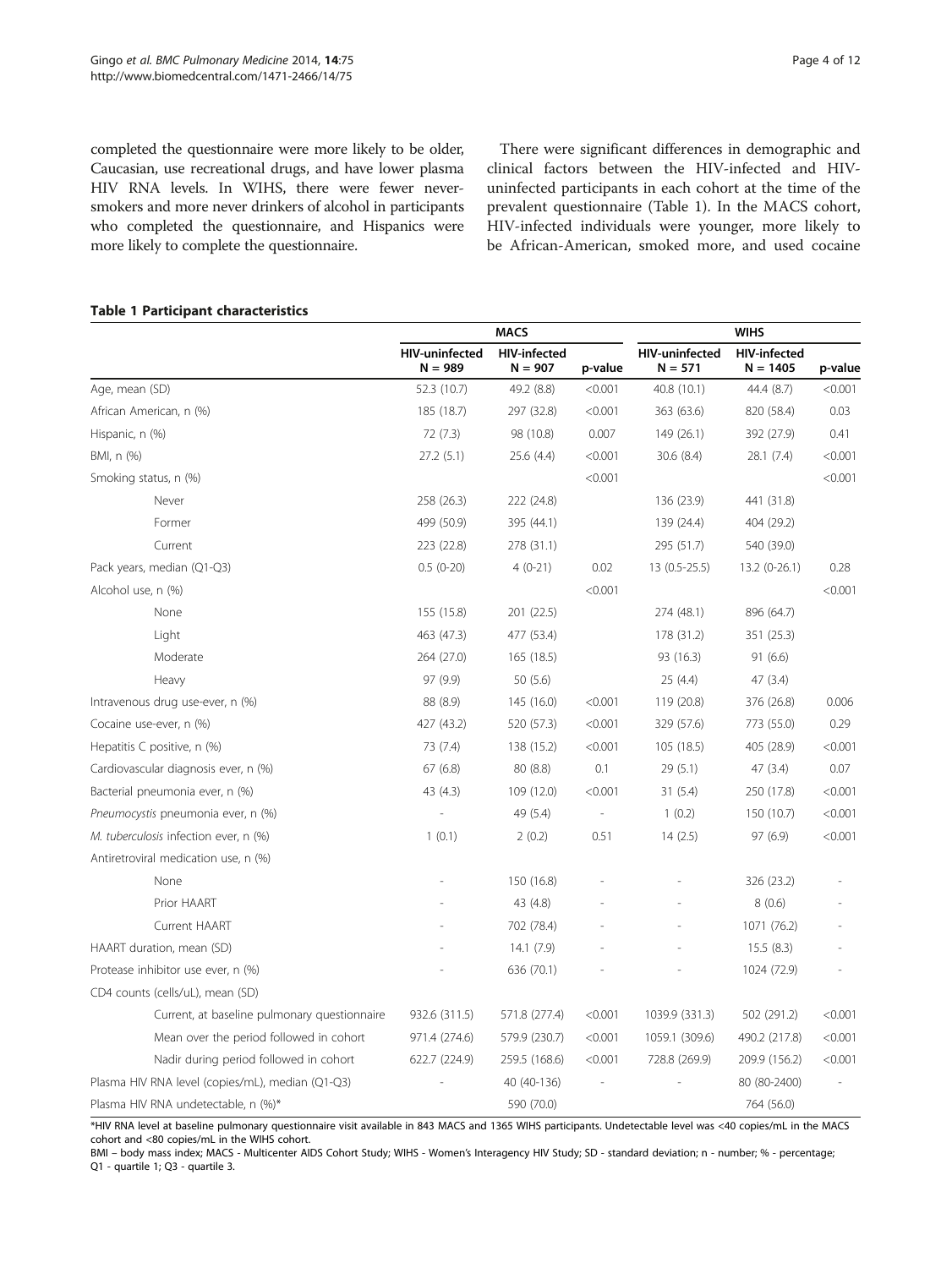completed the questionnaire were more likely to be older, Caucasian, use recreational drugs, and have lower plasma HIV RNA levels. In WIHS, there were fewer never-smokers and more never drinkers of alcohol in participants who completed the questionnaire, and Hispanics were more likely to complete the questionnaire.

There were significant differences in demographic and clinical factors between the HIV-infected and HIV-uninfected participants in each cohort at the time of the prevalent questionnaire (Table 1). In the MACS cohort, HIV-infected individuals were younger, more likely to be African-American, smoked more, and used cocaine

**Table 1 Participant characteristics**

| | MACS | | | WIHS | | |
|---|---|---|---|---|---|---|
| | HIV-uninfected N = 989 | HIV-infected N = 907 | p-value | HIV-uninfected N = 571 | HIV-infected N = 1405 | p-value |
| Age, mean (SD) | 52.3 (10.7) | 49.2 (8.8) | <0.001 | 40.8 (10.1) | 44.4 (8.7) | <0.001 |
| African American, n (%) | 185 (18.7) | 297 (32.8) | <0.001 | 363 (63.6) | 820 (58.4) | 0.03 |
| Hispanic, n (%) | 72 (7.3) | 98 (10.8) | 0.007 | 149 (26.1) | 392 (27.9) | 0.41 |
| BMI, n (%) | 27.2 (5.1) | 25.6 (4.4) | <0.001 | 30.6 (8.4) | 28.1 (7.4) | <0.001 |
| Smoking status, n (%) | | | <0.001 | | | <0.001 |
| Never | 258 (26.3) | 222 (24.8) | | 136 (23.9) | 441 (31.8) | |
| Former | 499 (50.9) | 395 (44.1) | | 139 (24.4) | 404 (29.2) | |
| Current | 223 (22.8) | 278 (31.1) | | 295 (51.7) | 540 (39.0) | |
| Pack years, median (Q1-Q3) | 0.5 (0-20) | 4 (0-21) | 0.02 | 13 (0.5-25.5) | 13.2 (0-26.1) | 0.28 |
| Alcohol use, n (%) | | | <0.001 | | | <0.001 |
| None | 155 (15.8) | 201 (22.5) | | 274 (48.1) | 896 (64.7) | |
| Light | 463 (47.3) | 477 (53.4) | | 178 (31.2) | 351 (25.3) | |
| Moderate | 264 (27.0) | 165 (18.5) | | 93 (16.3) | 91 (6.6) | |
| Heavy | 97 (9.9) | 50 (5.6) | | 25 (4.4) | 47 (3.4) | |
| Intravenous drug use-ever, n (%) | 88 (8.9) | 145 (16.0) | <0.001 | 119 (20.8) | 376 (26.8) | 0.006 |
| Cocaine use-ever, n (%) | 427 (43.2) | 520 (57.3) | <0.001 | 329 (57.6) | 773 (55.0) | 0.29 |
| Hepatitis C positive, n (%) | 73 (7.4) | 138 (15.2) | <0.001 | 105 (18.5) | 405 (28.9) | <0.001 |
| Cardiovascular diagnosis ever, n (%) | 67 (6.8) | 80 (8.8) | 0.1 | 29 (5.1) | 47 (3.4) | 0.07 |
| Bacterial pneumonia ever, n (%) | 43 (4.3) | 109 (12.0) | <0.001 | 31 (5.4) | 250 (17.8) | <0.001 |
| *Pneumocystis* pneumonia ever, n (%) | - | 49 (5.4) | - | 1 (0.2) | 150 (10.7) | <0.001 |
| *M. tuberculosis* infection ever, n (%) | 1 (0.1) | 2 (0.2) | 0.51 | 14 (2.5) | 97 (6.9) | <0.001 |
| Antiretroviral medication use, n (%) | | | | | | |
| None | - | 150 (16.8) | - | - | 326 (23.2) | - |
| Prior HAART | - | 43 (4.8) | - | - | 8 (0.6) | - |
| Current HAART | - | 702 (78.4) | - | - | 1071 (76.2) | - |
| HAART duration, mean (SD) | - | 14.1 (7.9) | - | - | 15.5 (8.3) | - |
| Protease inhibitor use ever, n (%) | - | 636 (70.1) | - | - | 1024 (72.9) | - |
| CD4 counts (cells/uL), mean (SD) | | | | | | |
| Current, at baseline pulmonary questionnaire | 932.6 (311.5) | 571.8 (277.4) | <0.001 | 1039.9 (331.3) | 502 (291.2) | <0.001 |
| Mean over the period followed in cohort | 971.4 (274.6) | 579.9 (230.7) | <0.001 | 1059.1 (309.6) | 490.2 (217.8) | <0.001 |
| Nadir during period followed in cohort | 622.7 (224.9) | 259.5 (168.6) | <0.001 | 728.8 (269.9) | 209.9 (156.2) | <0.001 |
| Plasma HIV RNA level (copies/mL), median (Q1-Q3) | - | 40 (40-136) | - | - | 80 (80-2400) | - |
| Plasma HIV RNA undetectable, n (%)* | | 590 (70.0) | | | 764 (56.0) | |

*HIV RNA level at baseline pulmonary questionnaire visit available in 843 MACS and 1365 WIHS participants. Undetectable level was <40 copies/mL in the MACS cohort and <80 copies/mL in the WIHS cohort.

BMI – body mass index; MACS - Multicenter AIDS Cohort Study; WIHS - Women's Interagency HIV Study; SD - standard deviation; n - number; % - percentage; Q1 - quartile 1; Q3 - quartile 3.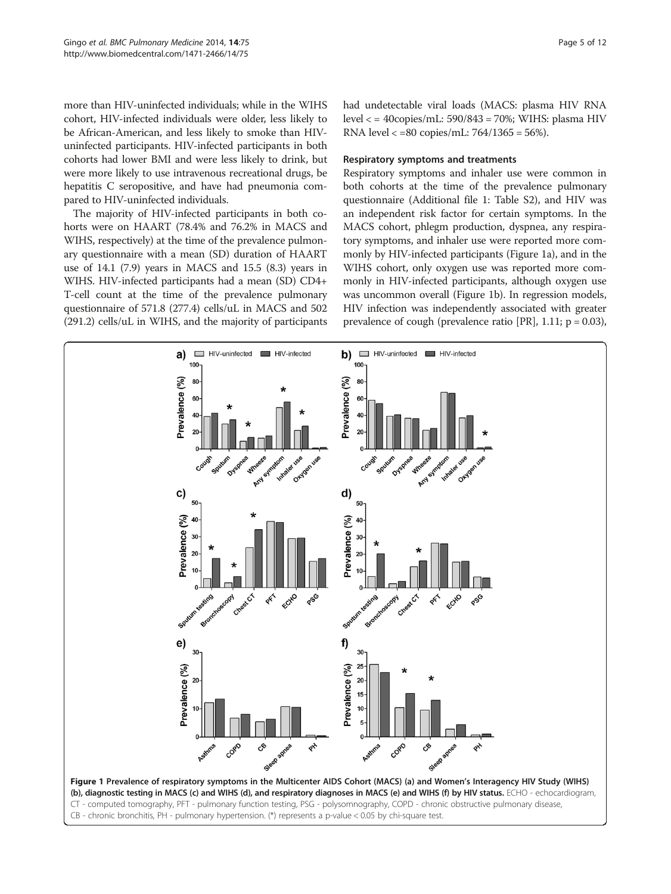more than HIV-uninfected individuals; while in the WIHS cohort, HIV-infected individuals were older, less likely to be African-American, and less likely to smoke than HIV-uninfected participants. HIV-infected participants in both cohorts had lower BMI and were less likely to drink, but were more likely to use intravenous recreational drugs, be hepatitis C seropositive, and have had pneumonia compared to HIV-uninfected individuals.

The majority of HIV-infected participants in both cohorts were on HAART (78.4% and 76.2% in MACS and WIHS, respectively) at the time of the prevalence pulmonary questionnaire with a mean (SD) duration of HAART use of 14.1 (7.9) years in MACS and 15.5 (8.3) years in WIHS. HIV-infected participants had a mean (SD) CD4+ T-cell count at the time of the prevalence pulmonary questionnaire of 571.8 (277.4) cells/uL in MACS and 502 (291.2) cells/uL in WIHS, and the majority of participants had undetectable viral loads (MACS: plasma HIV RNA level < = 40copies/mL: 590/843 = 70%; WIHS: plasma HIV RNA level < =80 copies/mL: 764/1365 = 56%).

### Respiratory symptoms and treatments

Respiratory symptoms and inhaler use were common in both cohorts at the time of the prevalence pulmonary questionnaire (Additional file 1: Table S2), and HIV was an independent risk factor for certain symptoms. In the MACS cohort, phlegm production, dyspnea, any respiratory symptoms, and inhaler use were reported more commonly by HIV-infected participants (Figure 1a), and in the WIHS cohort, only oxygen use was reported more commonly in HIV-infected participants, although oxygen use was uncommon overall (Figure 1b). In regression models, HIV infection was independently associated with greater prevalence of cough (prevalence ratio [PR], 1.11; p = 0.03),

**Figure 1 Prevalence of respiratory symptoms in the Multicenter AIDS Cohort (MACS) (a) and Women's Interagency HIV Study (WIHS) (b), diagnostic testing in MACS (c) and WIHS (d), and respiratory diagnoses in MACS (e) and WIHS (f) by HIV status.** ECHO - echocardiogram, CT - computed tomography, PFT - pulmonary function testing, PSG - polysomnography, COPD - chronic obstructive pulmonary disease, CB - chronic bronchitis, PH - pulmonary hypertension. (*) represents a p-value < 0.05 by chi-square test.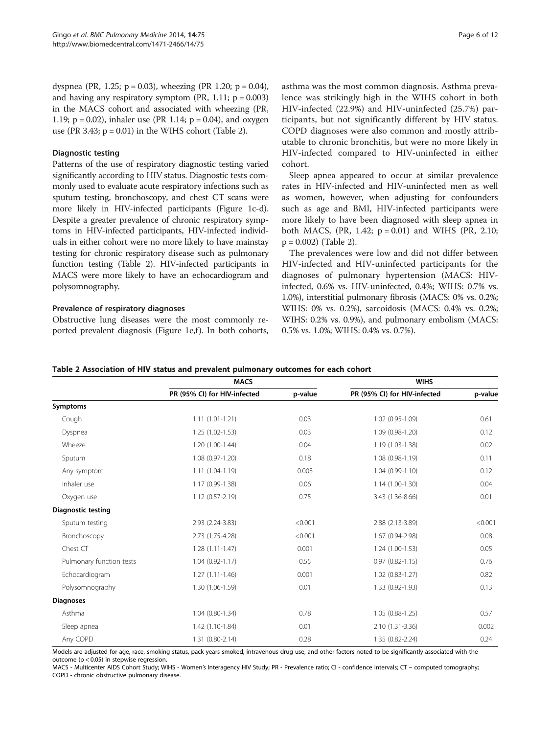dyspnea (PR, 1.25; p = 0.03), wheezing (PR 1.20; p = 0.04), and having any respiratory symptom (PR, 1.11; p = 0.003) in the MACS cohort and associated with wheezing (PR, 1.19; p = 0.02), inhaler use (PR 1.14; p = 0.04), and oxygen use (PR 3.43; p = 0.01) in the WIHS cohort (Table 2).

### Diagnostic testing

Patterns of the use of respiratory diagnostic testing varied significantly according to HIV status. Diagnostic tests commonly used to evaluate acute respiratory infections such as sputum testing, bronchoscopy, and chest CT scans were more likely in HIV-infected participants (Figure 1c-d). Despite a greater prevalence of chronic respiratory symptoms in HIV-infected participants, HIV-infected individuals in either cohort were no more likely to have mainstay testing for chronic respiratory disease such as pulmonary function testing (Table 2). HIV-infected participants in MACS were more likely to have an echocardiogram and polysomnography.

### Prevalence of respiratory diagnoses

Obstructive lung diseases were the most commonly reported prevalent diagnosis (Figure 1e,f). In both cohorts, asthma was the most common diagnosis. Asthma prevalence was strikingly high in the WIHS cohort in both HIV-infected (22.9%) and HIV-uninfected (25.7%) participants, but not significantly different by HIV status. COPD diagnoses were also common and mostly attributable to chronic bronchitis, but were no more likely in HIV-infected compared to HIV-uninfected in either cohort.

Sleep apnea appeared to occur at similar prevalence rates in HIV-infected and HIV-uninfected men as well as women, however, when adjusting for confounders such as age and BMI, HIV-infected participants were more likely to have been diagnosed with sleep apnea in both MACS, (PR, 1.42; p = 0.01) and WIHS (PR, 2.10; p = 0.002) (Table 2).

The prevalences were low and did not differ between HIV-infected and HIV-uninfected participants for the diagnoses of pulmonary hypertension (MACS: HIV-infected, 0.6% vs. HIV-uninfected, 0.4%; WIHS: 0.7% vs. 1.0%), interstitial pulmonary fibrosis (MACS: 0% vs. 0.2%; WIHS: 0% vs. 0.2%), sarcoidosis (MACS: 0.4% vs. 0.2%; WIHS: 0.2% vs. 0.9%), and pulmonary embolism (MACS: 0.5% vs. 1.0%; WIHS: 0.4% vs. 0.7%).

**Table 2 Association of HIV status and prevalent pulmonary outcomes for each cohort**

| | MACS | | WIHS | |
|---|---|---|---|---|
| | PR (95% CI) for HIV-infected | p-value | PR (95% CI) for HIV-infected | p-value |
| **Symptoms** | | | | |
| Cough | 1.11 (1.01-1.21) | 0.03 | 1.02 (0.95-1.09) | 0.61 |
| Dyspnea | 1.25 (1.02-1.53) | 0.03 | 1.09 (0.98-1.20) | 0.12 |
| Wheeze | 1.20 (1.00-1.44) | 0.04 | 1.19 (1.03-1.38) | 0.02 |
| Sputum | 1.08 (0.97-1.20) | 0.18 | 1.08 (0.98-1.19) | 0.11 |
| Any symptom | 1.11 (1.04-1.19) | 0.003 | 1.04 (0.99-1.10) | 0.12 |
| Inhaler use | 1.17 (0.99-1.38) | 0.06 | 1.14 (1.00-1.30) | 0.04 |
| Oxygen use | 1.12 (0.57-2.19) | 0.75 | 3.43 (1.36-8.66) | 0.01 |
| **Diagnostic testing** | | | | |
| Sputum testing | 2.93 (2.24-3.83) | <0.001 | 2.88 (2.13-3.89) | <0.001 |
| Bronchoscopy | 2.73 (1.75-4.28) | <0.001 | 1.67 (0.94-2.98) | 0.08 |
| Chest CT | 1.28 (1.11-1.47) | 0.001 | 1.24 (1.00-1.53) | 0.05 |
| Pulmonary function tests | 1.04 (0.92-1.17) | 0.55 | 0.97 (0.82-1.15) | 0.76 |
| Echocardiogram | 1.27 (1.11-1.46) | 0.001 | 1.02 (0.83-1.27) | 0.82 |
| Polysomnography | 1.30 (1.06-1.59) | 0.01 | 1.33 (0.92-1.93) | 0.13 |
| **Diagnoses** | | | | |
| Asthma | 1.04 (0.80-1.34) | 0.78 | 1.05 (0.88-1.25) | 0.57 |
| Sleep apnea | 1.42 (1.10-1.84) | 0.01 | 2.10 (1.31-3.36) | 0.002 |
| Any COPD | 1.31 (0.80-2.14) | 0.28 | 1.35 (0.82-2.24) | 0.24 |

Models are adjusted for age, race, smoking status, pack-years smoked, intravenous drug use, and other factors noted to be significantly associated with the outcome (p < 0.05) in stepwise regression.

MACS - Multicenter AIDS Cohort Study; WIHS - Women's Interagency HIV Study; PR - Prevalence ratio; CI - confidence intervals; CT – computed tomography; COPD - chronic obstructive pulmonary disease.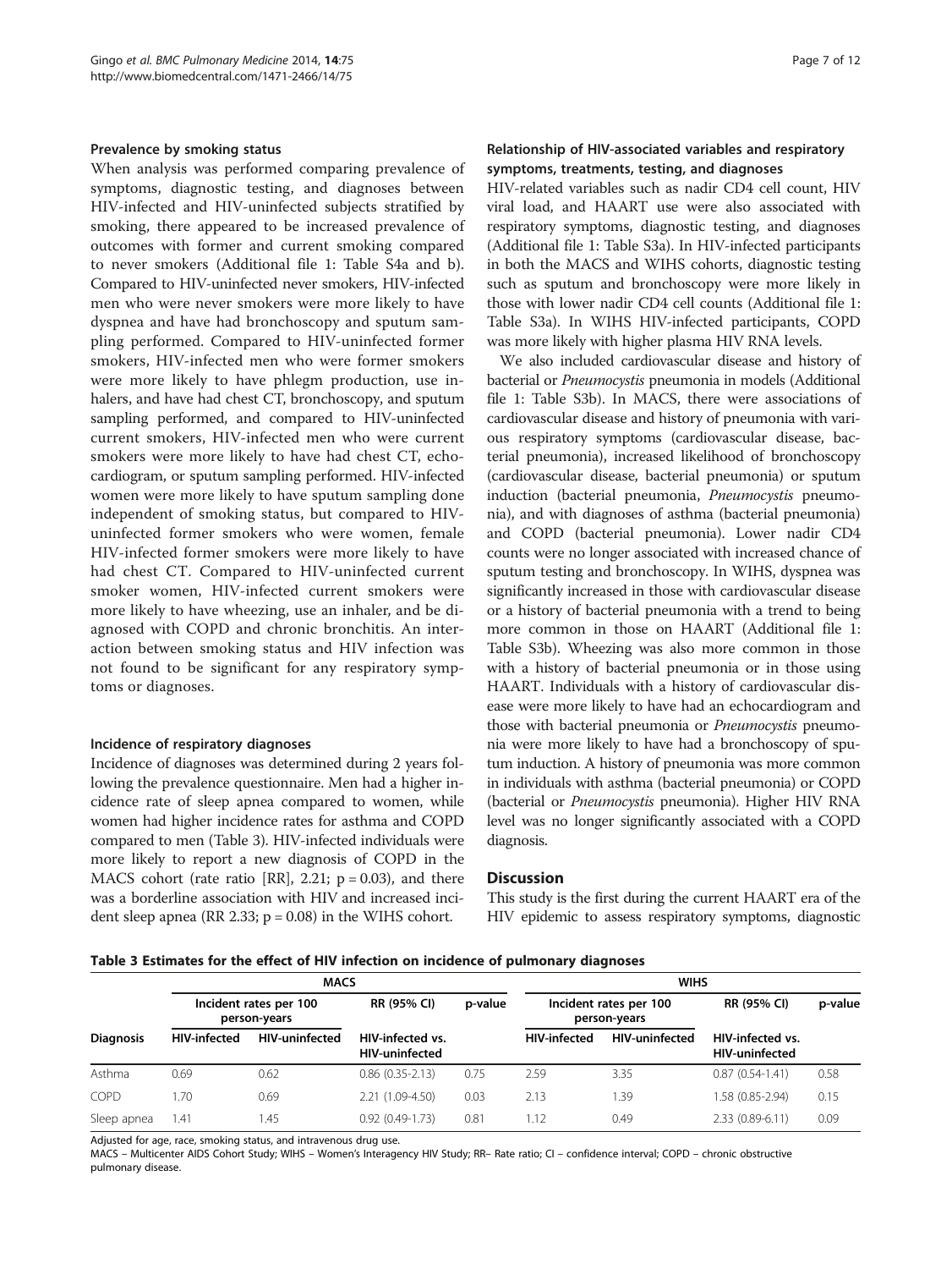### Prevalence by smoking status

When analysis was performed comparing prevalence of symptoms, diagnostic testing, and diagnoses between HIV-infected and HIV-uninfected subjects stratified by smoking, there appeared to be increased prevalence of outcomes with former and current smoking compared to never smokers (Additional file 1: Table S4a and b). Compared to HIV-uninfected never smokers, HIV-infected men who were never smokers were more likely to have dyspnea and have had bronchoscopy and sputum sampling performed. Compared to HIV-uninfected former smokers, HIV-infected men who were former smokers were more likely to have phlegm production, use inhalers, and have had chest CT, bronchoscopy, and sputum sampling performed, and compared to HIV-uninfected current smokers, HIV-infected men who were current smokers were more likely to have had chest CT, echocardiogram, or sputum sampling performed. HIV-infected women were more likely to have sputum sampling done independent of smoking status, but compared to HIV-uninfected former smokers who were women, female HIV-infected former smokers were more likely to have had chest CT. Compared to HIV-uninfected current smoker women, HIV-infected current smokers were more likely to have wheezing, use an inhaler, and be diagnosed with COPD and chronic bronchitis. An interaction between smoking status and HIV infection was not found to be significant for any respiratory symptoms or diagnoses.

### Incidence of respiratory diagnoses

Incidence of diagnoses was determined during 2 years following the prevalence questionnaire. Men had a higher incidence rate of sleep apnea compared to women, while women had higher incidence rates for asthma and COPD compared to men (Table 3). HIV-infected individuals were more likely to report a new diagnosis of COPD in the MACS cohort (rate ratio [RR], 2.21; p = 0.03), and there was a borderline association with HIV and increased incident sleep apnea (RR 2.33; p = 0.08) in the WIHS cohort.

### Relationship of HIV-associated variables and respiratory symptoms, treatments, testing, and diagnoses

HIV-related variables such as nadir CD4 cell count, HIV viral load, and HAART use were also associated with respiratory symptoms, diagnostic testing, and diagnoses (Additional file 1: Table S3a). In HIV-infected participants in both the MACS and WIHS cohorts, diagnostic testing such as sputum and bronchoscopy were more likely in those with lower nadir CD4 cell counts (Additional file 1: Table S3a). In WIHS HIV-infected participants, COPD was more likely with higher plasma HIV RNA levels.

We also included cardiovascular disease and history of bacterial or *Pneumocystis* pneumonia in models (Additional file 1: Table S3b). In MACS, there were associations of cardiovascular disease and history of pneumonia with various respiratory symptoms (cardiovascular disease, bacterial pneumonia), increased likelihood of bronchoscopy (cardiovascular disease, bacterial pneumonia) or sputum induction (bacterial pneumonia, *Pneumocystis* pneumonia), and with diagnoses of asthma (bacterial pneumonia) and COPD (bacterial pneumonia). Lower nadir CD4 counts were no longer associated with increased chance of sputum testing and bronchoscopy. In WIHS, dyspnea was significantly increased in those with cardiovascular disease or a history of bacterial pneumonia with a trend to being more common in those on HAART (Additional file 1: Table S3b). Wheezing was also more common in those with a history of bacterial pneumonia or in those using HAART. Individuals with a history of cardiovascular disease were more likely to have had an echocardiogram and those with bacterial pneumonia or *Pneumocystis* pneumonia were more likely to have had a bronchoscopy of sputum induction. A history of pneumonia was more common in individuals with asthma (bacterial pneumonia) or COPD (bacterial or *Pneumocystis* pneumonia). Higher HIV RNA level was no longer significantly associated with a COPD diagnosis.

## Discussion

This study is the first during the current HAART era of the HIV epidemic to assess respiratory symptoms, diagnostic

**Table 3 Estimates for the effect of HIV infection on incidence of pulmonary diagnoses**

| | MACS | | | | WIHS | | | |
|---|---|---|---|---|---|---|---|---|
| | Incident rates per 100 person-years | | RR (95% CI) | p-value | Incident rates per 100 person-years | | RR (95% CI) | p-value |
| Diagnosis | HIV-infected | HIV-uninfected | HIV-infected vs. HIV-uninfected | | HIV-infected | HIV-uninfected | HIV-infected vs. HIV-uninfected | |
| Asthma | 0.69 | 0.62 | 0.86 (0.35-2.13) | 0.75 | 2.59 | 3.35 | 0.87 (0.54-1.41) | 0.58 |
| COPD | 1.70 | 0.69 | 2.21 (1.09-4.50) | 0.03 | 2.13 | 1.39 | 1.58 (0.85-2.94) | 0.15 |
| Sleep apnea | 1.41 | 1.45 | 0.92 (0.49-1.73) | 0.81 | 1.12 | 0.49 | 2.33 (0.89-6.11) | 0.09 |

Adjusted for age, race, smoking status, and intravenous drug use.

MACS – Multicenter AIDS Cohort Study; WIHS – Women's Interagency HIV Study; RR– Rate ratio; CI – confidence interval; COPD – chronic obstructive pulmonary disease.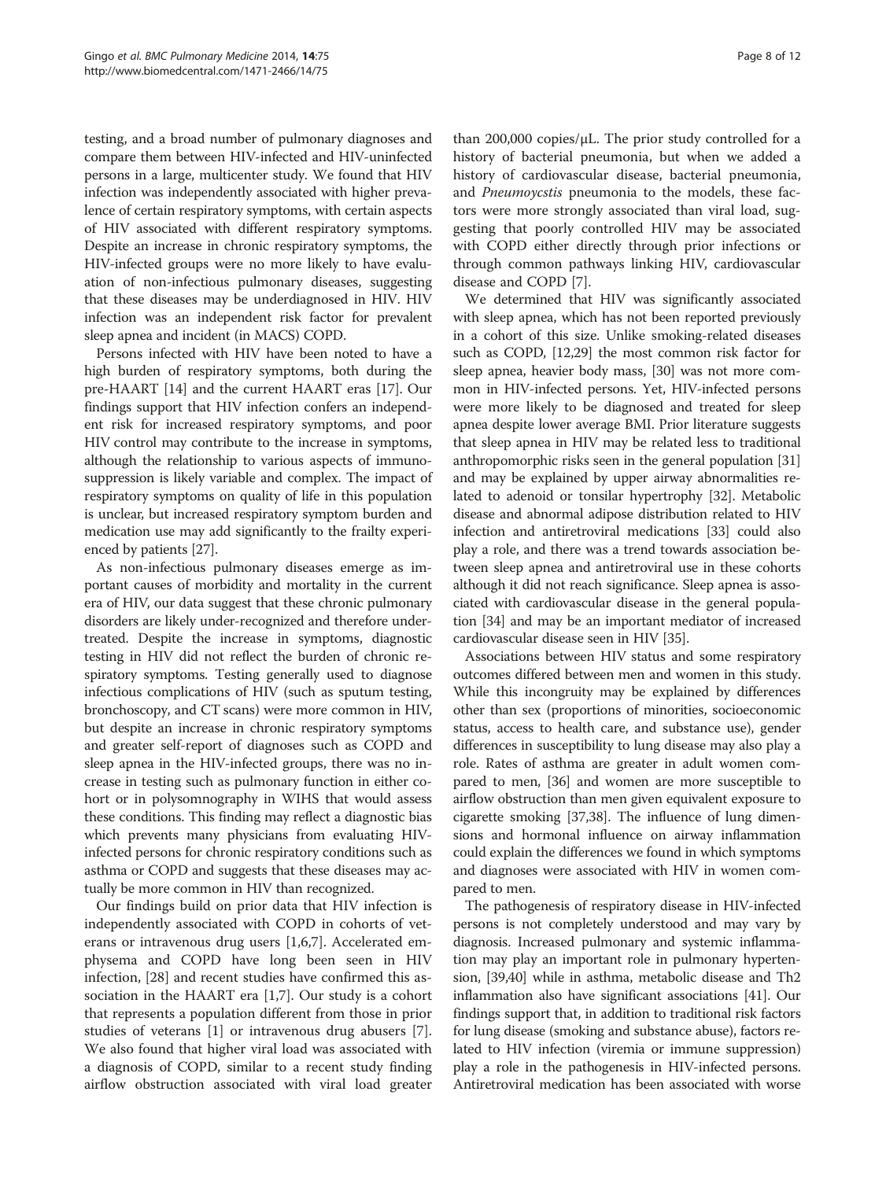testing, and a broad number of pulmonary diagnoses and compare them between HIV-infected and HIV-uninfected persons in a large, multicenter study. We found that HIV infection was independently associated with higher prevalence of certain respiratory symptoms, with certain aspects of HIV associated with different respiratory symptoms. Despite an increase in chronic respiratory symptoms, the HIV-infected groups were no more likely to have evaluation of non-infectious pulmonary diseases, suggesting that these diseases may be underdiagnosed in HIV. HIV infection was an independent risk factor for prevalent sleep apnea and incident (in MACS) COPD.

Persons infected with HIV have been noted to have a high burden of respiratory symptoms, both during the pre-HAART [14] and the current HAART eras [17]. Our findings support that HIV infection confers an independent risk for increased respiratory symptoms, and poor HIV control may contribute to the increase in symptoms, although the relationship to various aspects of immunosuppression is likely variable and complex. The impact of respiratory symptoms on quality of life in this population is unclear, but increased respiratory symptom burden and medication use may add significantly to the frailty experienced by patients [27].

As non-infectious pulmonary diseases emerge as important causes of morbidity and mortality in the current era of HIV, our data suggest that these chronic pulmonary disorders are likely under-recognized and therefore undertreated. Despite the increase in symptoms, diagnostic testing in HIV did not reflect the burden of chronic respiratory symptoms. Testing generally used to diagnose infectious complications of HIV (such as sputum testing, bronchoscopy, and CT scans) were more common in HIV, but despite an increase in chronic respiratory symptoms and greater self-report of diagnoses such as COPD and sleep apnea in the HIV-infected groups, there was no increase in testing such as pulmonary function in either cohort or in polysomnography in WIHS that would assess these conditions. This finding may reflect a diagnostic bias which prevents many physicians from evaluating HIV-infected persons for chronic respiratory conditions such as asthma or COPD and suggests that these diseases may actually be more common in HIV than recognized.

Our findings build on prior data that HIV infection is independently associated with COPD in cohorts of veterans or intravenous drug users [1,6,7]. Accelerated emphysema and COPD have long been seen in HIV infection, [28] and recent studies have confirmed this association in the HAART era [1,7]. Our study is a cohort that represents a population different from those in prior studies of veterans [1] or intravenous drug abusers [7]. We also found that higher viral load was associated with a diagnosis of COPD, similar to a recent study finding airflow obstruction associated with viral load greater than 200,000 copies/μL. The prior study controlled for a history of bacterial pneumonia, but when we added a history of cardiovascular disease, bacterial pneumonia, and *Pneumoycstis* pneumonia to the models, these factors were more strongly associated than viral load, suggesting that poorly controlled HIV may be associated with COPD either directly through prior infections or through common pathways linking HIV, cardiovascular disease and COPD [7].

We determined that HIV was significantly associated with sleep apnea, which has not been reported previously in a cohort of this size. Unlike smoking-related diseases such as COPD, [12,29] the most common risk factor for sleep apnea, heavier body mass, [30] was not more common in HIV-infected persons. Yet, HIV-infected persons were more likely to be diagnosed and treated for sleep apnea despite lower average BMI. Prior literature suggests that sleep apnea in HIV may be related less to traditional anthropomorphic risks seen in the general population [31] and may be explained by upper airway abnormalities related to adenoid or tonsilar hypertrophy [32]. Metabolic disease and abnormal adipose distribution related to HIV infection and antiretroviral medications [33] could also play a role, and there was a trend towards association between sleep apnea and antiretroviral use in these cohorts although it did not reach significance. Sleep apnea is associated with cardiovascular disease in the general population [34] and may be an important mediator of increased cardiovascular disease seen in HIV [35].

Associations between HIV status and some respiratory outcomes differed between men and women in this study. While this incongruity may be explained by differences other than sex (proportions of minorities, socioeconomic status, access to health care, and substance use), gender differences in susceptibility to lung disease may also play a role. Rates of asthma are greater in adult women compared to men, [36] and women are more susceptible to airflow obstruction than men given equivalent exposure to cigarette smoking [37,38]. The influence of lung dimensions and hormonal influence on airway inflammation could explain the differences we found in which symptoms and diagnoses were associated with HIV in women compared to men.

The pathogenesis of respiratory disease in HIV-infected persons is not completely understood and may vary by diagnosis. Increased pulmonary and systemic inflammation may play an important role in pulmonary hypertension, [39,40] while in asthma, metabolic disease and Th2 inflammation also have significant associations [41]. Our findings support that, in addition to traditional risk factors for lung disease (smoking and substance abuse), factors related to HIV infection (viremia or immune suppression) play a role in the pathogenesis in HIV-infected persons. Antiretroviral medication has been associated with worse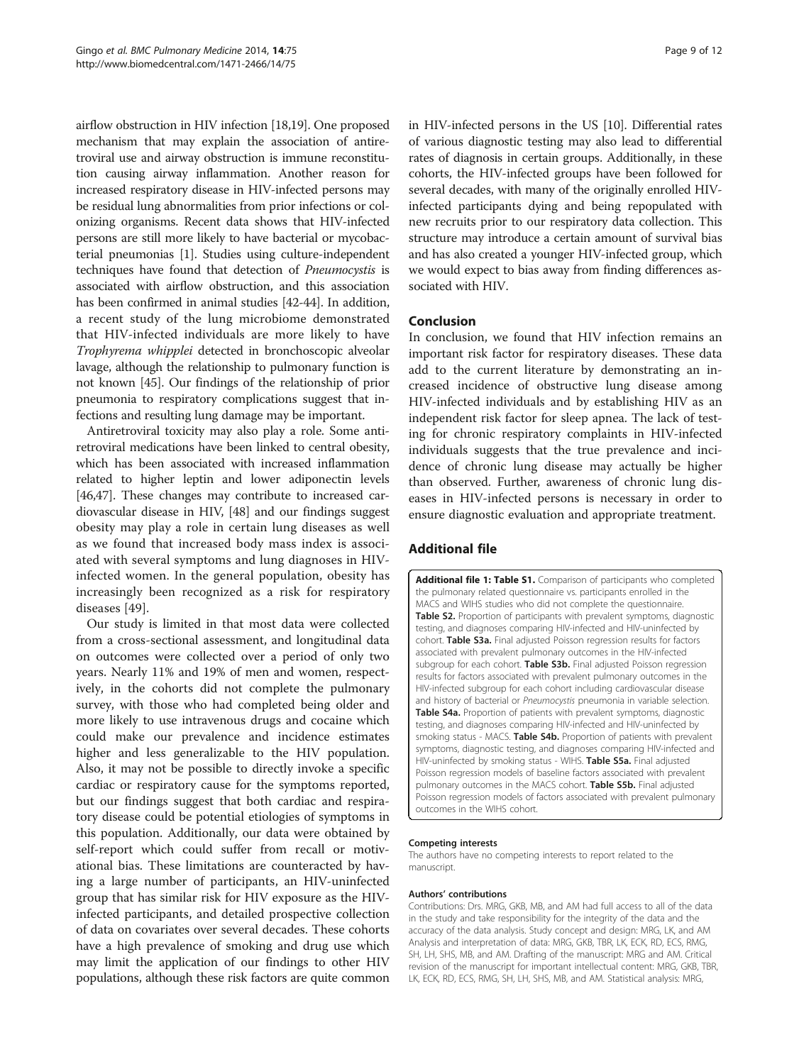airflow obstruction in HIV infection [18,19]. One proposed mechanism that may explain the association of antiretroviral use and airway obstruction is immune reconstitution causing airway inflammation. Another reason for increased respiratory disease in HIV-infected persons may be residual lung abnormalities from prior infections or colonizing organisms. Recent data shows that HIV-infected persons are still more likely to have bacterial or mycobacterial pneumonias [1]. Studies using culture-independent techniques have found that detection of *Pneumocystis* is associated with airflow obstruction, and this association has been confirmed in animal studies [42-44]. In addition, a recent study of the lung microbiome demonstrated that HIV-infected individuals are more likely to have *Trophyrema whipplei* detected in bronchoscopic alveolar lavage, although the relationship to pulmonary function is not known [45]. Our findings of the relationship of prior pneumonia to respiratory complications suggest that infections and resulting lung damage may be important.

Antiretroviral toxicity may also play a role. Some antiretroviral medications have been linked to central obesity, which has been associated with increased inflammation related to higher leptin and lower adiponectin levels [46,47]. These changes may contribute to increased cardiovascular disease in HIV, [48] and our findings suggest obesity may play a role in certain lung diseases as well as we found that increased body mass index is associated with several symptoms and lung diagnoses in HIV-infected women. In the general population, obesity has increasingly been recognized as a risk for respiratory diseases [49].

Our study is limited in that most data were collected from a cross-sectional assessment, and longitudinal data on outcomes were collected over a period of only two years. Nearly 11% and 19% of men and women, respectively, in the cohorts did not complete the pulmonary survey, with those who had completed being older and more likely to use intravenous drugs and cocaine which could make our prevalence and incidence estimates higher and less generalizable to the HIV population. Also, it may not be possible to directly invoke a specific cardiac or respiratory cause for the symptoms reported, but our findings suggest that both cardiac and respiratory disease could be potential etiologies of symptoms in this population. Additionally, our data were obtained by self-report which could suffer from recall or motivational bias. These limitations are counteracted by having a large number of participants, an HIV-uninfected group that has similar risk for HIV exposure as the HIV-infected participants, and detailed prospective collection of data on covariates over several decades. These cohorts have a high prevalence of smoking and drug use which may limit the application of our findings to other HIV populations, although these risk factors are quite common in HIV-infected persons in the US [10]. Differential rates of various diagnostic testing may also lead to differential rates of diagnosis in certain groups. Additionally, in these cohorts, the HIV-infected groups have been followed for several decades, with many of the originally enrolled HIV-infected participants dying and being repopulated with new recruits prior to our respiratory data collection. This structure may introduce a certain amount of survival bias and has also created a younger HIV-infected group, which we would expect to bias away from finding differences associated with HIV.

## Conclusion

In conclusion, we found that HIV infection remains an important risk factor for respiratory diseases. These data add to the current literature by demonstrating an increased incidence of obstructive lung disease among HIV-infected individuals and by establishing HIV as an independent risk factor for sleep apnea. The lack of testing for chronic respiratory complaints in HIV-infected individuals suggests that the true prevalence and incidence of chronic lung disease may actually be higher than observed. Further, awareness of chronic lung diseases in HIV-infected persons is necessary in order to ensure diagnostic evaluation and appropriate treatment.

## Additional file

**Additional file 1: Table S1.** Comparison of participants who completed the pulmonary related questionnaire vs. participants enrolled in the MACS and WIHS studies who did not complete the questionnaire. **Table S2.** Proportion of participants with prevalent symptoms, diagnostic testing, and diagnoses comparing HIV-infected and HIV-uninfected by cohort. **Table S3a.** Final adjusted Poisson regression results for factors associated with prevalent pulmonary outcomes in the HIV-infected subgroup for each cohort. **Table S3b.** Final adjusted Poisson regression results for factors associated with prevalent pulmonary outcomes in the HIV-infected subgroup for each cohort including cardiovascular disease and history of bacterial or *Pneumocystis* pneumonia in variable selection. **Table S4a.** Proportion of patients with prevalent symptoms, diagnostic testing, and diagnoses comparing HIV-infected and HIV-uninfected by smoking status - MACS. **Table S4b.** Proportion of patients with prevalent symptoms, diagnostic testing, and diagnoses comparing HIV-infected and HIV-uninfected by smoking status - WIHS. **Table S5a.** Final adjusted Poisson regression models of baseline factors associated with prevalent pulmonary outcomes in the MACS cohort. **Table S5b.** Final adjusted Poisson regression models of factors associated with prevalent pulmonary outcomes in the WIHS cohort.

#### Competing interests

The authors have no competing interests to report related to the manuscript.

#### Authors' contributions

Contributions: Drs. MRG, GKB, MB, and AM had full access to all of the data in the study and take responsibility for the integrity of the data and the accuracy of the data analysis. Study concept and design: MRG, LK, and AM Analysis and interpretation of data: MRG, GKB, TBR, LK, ECK, RD, ECS, RMG, SH, LH, SHS, MB, and AM. Drafting of the manuscript: MRG and AM. Critical revision of the manuscript for important intellectual content: MRG, GKB, TBR, LK, ECK, RD, ECS, RMG, SH, LH, SHS, MB, and AM. Statistical analysis: MRG,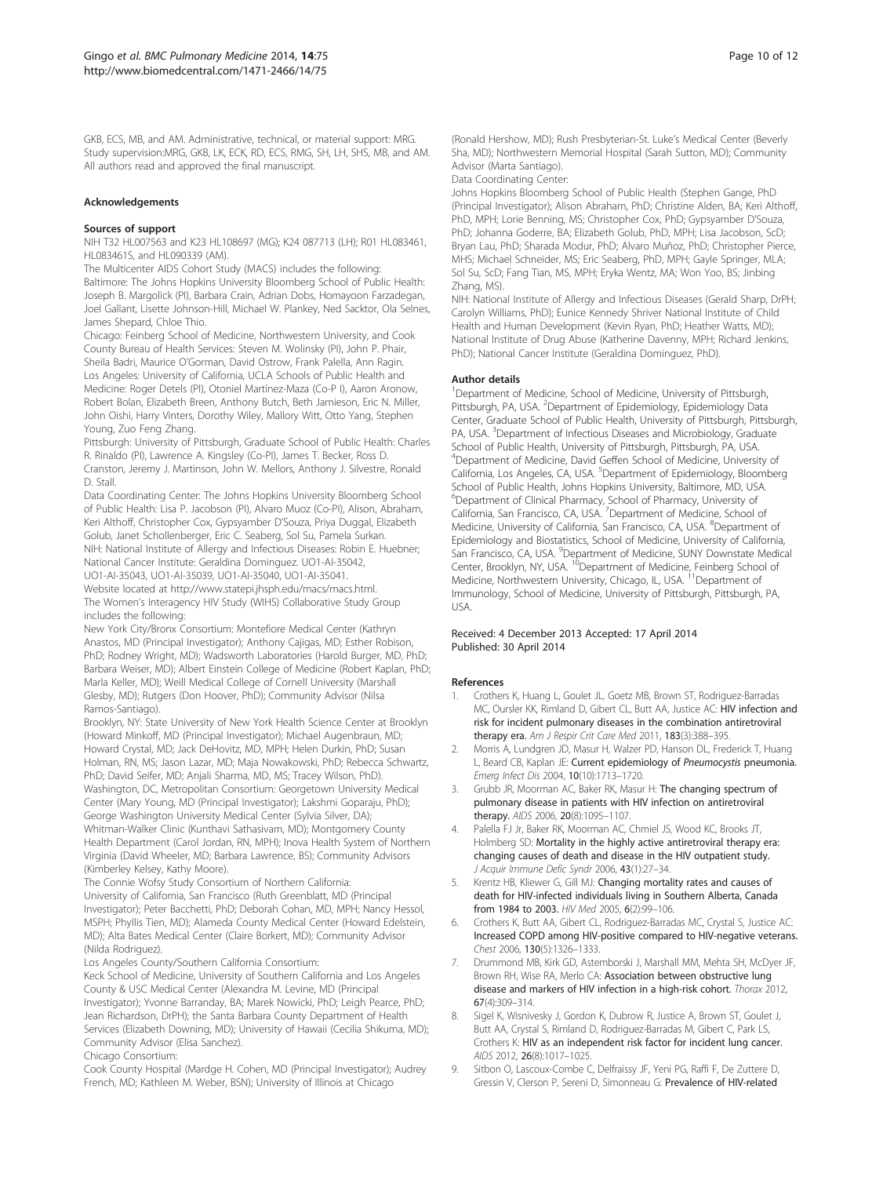GKB, ECS, MB, and AM. Administrative, technical, or material support: MRG. Study supervision:MRG, GKB, LK, ECK, RD, ECS, RMG, SH, LH, SHS, MB, and AM. All authors read and approved the final manuscript.

### Acknowledgements

#### Sources of support

NIH T32 HL007563 and K23 HL108697 (MG); K24 087713 (LH); R01 HL083461, HL083461S, and HL090339 (AM).

The Multicenter AIDS Cohort Study (MACS) includes the following:
Baltimore: The Johns Hopkins University Bloomberg School of Public Health: Joseph B. Margolick (PI), Barbara Crain, Adrian Dobs, Homayoon Farzadegan, Joel Gallant, Lisette Johnson-Hill, Michael W. Plankey, Ned Sacktor, Ola Selnes, James Shepard, Chloe Thio.
Chicago: Feinberg School of Medicine, Northwestern University, and Cook County Bureau of Health Services: Steven M. Wolinsky (PI), John P. Phair, Sheila Badri, Maurice O'Gorman, David Ostrow, Frank Palella, Ann Ragin.
Los Angeles: University of California, UCLA Schools of Public Health and Medicine: Roger Detels (PI), Otoniel Martínez-Maza (Co-P I), Aaron Aronow, Robert Bolan, Elizabeth Breen, Anthony Butch, Beth Jamieson, Eric N. Miller, John Oishi, Harry Vinters, Dorothy Wiley, Mallory Witt, Otto Yang, Stephen Young, Zuo Feng Zhang.
Pittsburgh: University of Pittsburgh, Graduate School of Public Health: Charles R. Rinaldo (PI), Lawrence A. Kingsley (Co-PI), James T. Becker, Ross D. Cranston, Jeremy J. Martinson, John W. Mellors, Anthony J. Silvestre, Ronald D. Stall.
Data Coordinating Center: The Johns Hopkins University Bloomberg School of Public Health: Lisa P. Jacobson (PI), Alvaro Muoz (Co-PI), Alison, Abraham, Keri Althoff, Christopher Cox, Gypsyamber D'Souza, Priya Duggal, Elizabeth Golub, Janet Schollenberger, Eric C. Seaberg, Sol Su, Pamela Surkan.
NIH: National Institute of Allergy and Infectious Diseases: Robin E. Huebner; National Cancer Institute: Geraldina Dominguez. UO1-AI-35042, UO1-AI-35043, UO1-AI-35039, UO1-AI-35040, UO1-AI-35041.
Website located at http://www.statepi.jhsph.edu/macs/macs.html.
The Women's Interagency HIV Study (WIHS) Collaborative Study Group includes the following:
New York City/Bronx Consortium: Montefiore Medical Center (Kathryn Anastos, MD (Principal Investigator); Anthony Cajigas, MD; Esther Robison, PhD; Rodney Wright, MD); Wadsworth Laboratories (Harold Burger, MD, PhD; Barbara Weiser, MD); Albert Einstein College of Medicine (Robert Kaplan, PhD; Marla Keller, MD); Weill Medical College of Cornell University (Marshall Glesby, MD); Rutgers (Don Hoover, PhD); Community Advisor (Nilsa Ramos-Santiago).
Brooklyn, NY: State University of New York Health Science Center at Brooklyn (Howard Minkoff, MD (Principal Investigator); Michael Augenbraun, MD; Howard Crystal, MD; Jack DeHovitz, MD, MPH; Helen Durkin, PhD; Susan Holman, RN, MS; Jason Lazar, MD; Maja Nowakowski, PhD; Rebecca Schwartz, PhD; David Seifer, MD; Anjali Sharma, MD, MS; Tracey Wilson, PhD).
Washington, DC, Metropolitan Consortium: Georgetown University Medical Center (Mary Young, MD (Principal Investigator); Lakshmi Goparaju, PhD); George Washington University Medical Center (Sylvia Silver, DA); Whitman-Walker Clinic (Kunthavi Sathasivam, MD); Montgomery County Health Department (Carol Jordan, RN, MPH); Inova Health System of Northern Virginia (David Wheeler, MD; Barbara Lawrence, BS); Community Advisors (Kimberley Kelsey, Kathy Moore).
The Connie Wofsy Study Consortium of Northern California:
University of California, San Francisco (Ruth Greenblatt, MD (Principal Investigator); Peter Bacchetti, PhD; Deborah Cohan, MD, MPH; Nancy Hessol, MSPH; Phyllis Tien, MD); Alameda County Medical Center (Howard Edelstein, MD); Alta Bates Medical Center (Claire Borkert, MD); Community Advisor (Nilda Rodriguez).
Los Angeles County/Southern California Consortium:
Keck School of Medicine, University of Southern California and Los Angeles County & USC Medical Center (Alexandra M. Levine, MD (Principal Investigator); Yvonne Barranday, BA; Marek Nowicki, PhD; Leigh Pearce, PhD; Jean Richardson, DrPH); the Santa Barbara County Department of Health Services (Elizabeth Downing, MD); University of Hawaii (Cecilia Shikuma, MD); Community Advisor (Elisa Sanchez).
Chicago Consortium:
Cook County Hospital (Mardge H. Cohen, MD (Principal Investigator); Audrey French, MD; Kathleen M. Weber, BSN); University of Illinois at Chicago (Ronald Hershow, MD); Rush Presbyterian-St. Luke's Medical Center (Beverly Sha, MD); Northwestern Memorial Hospital (Sarah Sutton, MD); Community Advisor (Marta Santiago).
Data Coordinating Center:
Johns Hopkins Bloomberg School of Public Health (Stephen Gange, PhD (Principal Investigator); Alison Abraham, PhD; Christine Alden, BA; Keri Althoff, PhD, MPH; Lorie Benning, MS; Christopher Cox, PhD; Gypsyamber D'Souza, PhD; Johanna Goderre, BA; Elizabeth Golub, PhD, MPH; Lisa Jacobson, ScD; Bryan Lau, PhD; Sharada Modur, PhD; Alvaro Muñoz, PhD; Christopher Pierce, MHS; Michael Schneider, MS; Eric Seaberg, PhD, MPH; Gayle Springer, MLA; Sol Su, ScD; Fang Tian, MS, MPH; Eryka Wentz, MA; Won Yoo, BS; Jinbing Zhang, MS).
NIH: National Institute of Allergy and Infectious Diseases (Gerald Sharp, DrPH; Carolyn Williams, PhD); Eunice Kennedy Shriver National Institute of Child Health and Human Development (Kevin Ryan, PhD; Heather Watts, MD); National Institute of Drug Abuse (Katherine Davenny, MPH; Richard Jenkins, PhD); National Cancer Institute (Geraldina Dominguez, PhD).

### Author details

[1]Department of Medicine, School of Medicine, University of Pittsburgh, Pittsburgh, PA, USA. [2]Department of Epidemiology, Epidemiology Data Center, Graduate School of Public Health, University of Pittsburgh, Pittsburgh, PA, USA. [3]Department of Infectious Diseases and Microbiology, Graduate School of Public Health, University of Pittsburgh, Pittsburgh, PA, USA. [4]Department of Medicine, David Geffen School of Medicine, University of California, Los Angeles, CA, USA. [5]Department of Epidemiology, Bloomberg School of Public Health, Johns Hopkins University, Baltimore, MD, USA. [6]Department of Clinical Pharmacy, School of Pharmacy, University of California, San Francisco, CA, USA. [7]Department of Medicine, School of Medicine, University of California, San Francisco, CA, USA. [8]Department of Epidemiology and Biostatistics, School of Medicine, University of California, San Francisco, CA, USA. [9]Department of Medicine, SUNY Downstate Medical Center, Brooklyn, NY, USA. [10]Department of Medicine, Feinberg School of Medicine, Northwestern University, Chicago, IL, USA. [11]Department of Immunology, School of Medicine, University of Pittsburgh, Pittsburgh, PA, USA.

Received: 4 December 2013 Accepted: 17 April 2014
Published: 30 April 2014

### References

1. Crothers K, Huang L, Goulet JL, Goetz MB, Brown ST, Rodriguez-Barradas MC, Oursler KK, Rimland D, Gibert CL, Butt AA, Justice AC: **HIV infection and risk for incident pulmonary diseases in the combination antiretroviral therapy era.** *Am J Respir Crit Care Med* 2011, **183**(3):388–395.
2. Morris A, Lundgren JD, Masur H, Walzer PD, Hanson DL, Frederick T, Huang L, Beard CB, Kaplan JE: **Current epidemiology of *Pneumocystis* pneumonia.** *Emerg Infect Dis* 2004, **10**(10):1713–1720.
3. Grubb JR, Moorman AC, Baker RK, Masur H: **The changing spectrum of pulmonary disease in patients with HIV infection on antiretroviral therapy.** *AIDS* 2006, **20**(8):1095–1107.
4. Palella FJ Jr, Baker RK, Moorman AC, Chmiel JS, Wood KC, Brooks JT, Holmberg SD: **Mortality in the highly active antiretroviral therapy era: changing causes of death and disease in the HIV outpatient study.** *J Acquir Immune Defic Syndr* 2006, **43**(1):27–34.
5. Krentz HB, Kliewer G, Gill MJ: **Changing mortality rates and causes of death for HIV-infected individuals living in Southern Alberta, Canada from 1984 to 2003.** *HIV Med* 2005, **6**(2):99–106.
6. Crothers K, Butt AA, Gibert CL, Rodriguez-Barradas MC, Crystal S, Justice AC: **Increased COPD among HIV-positive compared to HIV-negative veterans.** *Chest* 2006, **130**(5):1326–1333.
7. Drummond MB, Kirk GD, Astemborski J, Marshall MM, Mehta SH, McDyer JF, Brown RH, Wise RA, Merlo CA: **Association between obstructive lung disease and markers of HIV infection in a high-risk cohort.** *Thorax* 2012, **67**(4):309–314.
8. Sigel K, Wisnivesky J, Gordon K, Dubrow R, Justice A, Brown ST, Goulet J, Butt AA, Crystal S, Rimland D, Rodriguez-Barradas M, Gibert C, Park LS, Crothers K: **HIV as an independent risk factor for incident lung cancer.** *AIDS* 2012, **26**(8):1017–1025.
9. Sitbon O, Lascoux-Combe C, Delfraissy JF, Yeni PG, Raffi F, De Zuttere D, Gressin V, Clerson P, Sereni D, Simonneau G: **Prevalence of HIV-related**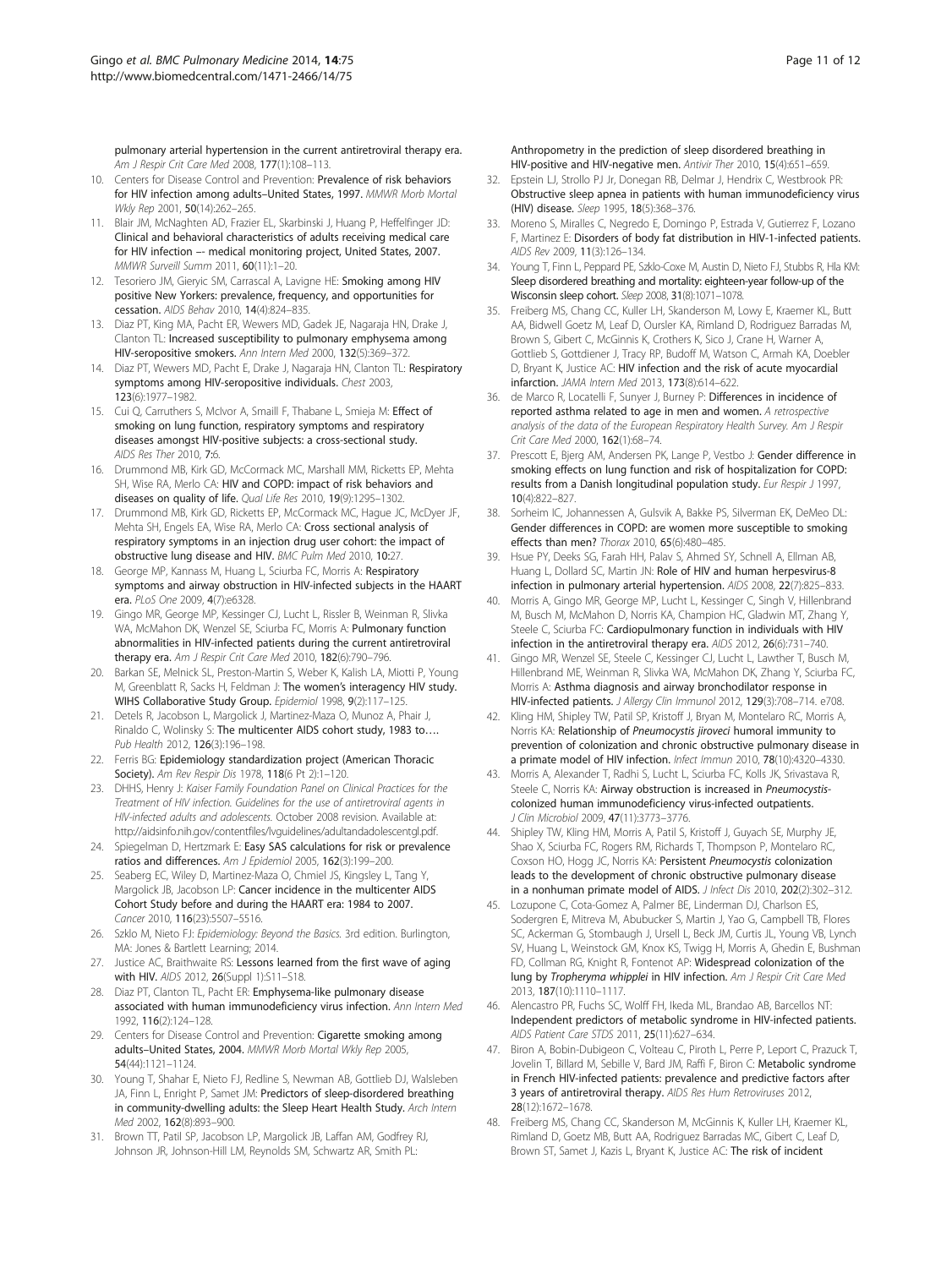pulmonary arterial hypertension in the current antiretroviral therapy era. *Am J Respir Crit Care Med* 2008, 177(1):108–113.

10. Centers for Disease Control and Prevention: **Prevalence of risk behaviors for HIV infection among adults–United States, 1997.** *MMWR Morb Mortal Wkly Rep* 2001, 50(14):262–265.
11. Blair JM, McNaghten AD, Frazier EL, Skarbinski J, Huang P, Heffelfinger JD: **Clinical and behavioral characteristics of adults receiving medical care for HIV infection –- medical monitoring project, United States, 2007.** *MMWR Surveill Summ* 2011, 60(11):1–20.
12. Tesoriero JM, Gieryic SM, Carrascal A, Lavigne HE: **Smoking among HIV positive New Yorkers: prevalence, frequency, and opportunities for cessation.** *AIDS Behav* 2010, 14(4):824–835.
13. Diaz PT, King MA, Pacht ER, Wewers MD, Gadek JE, Nagaraja HN, Drake J, Clanton TL: **Increased susceptibility to pulmonary emphysema among HIV-seropositive smokers.** *Ann Intern Med* 2000, 132(5):369–372.
14. Diaz PT, Wewers MD, Pacht E, Drake J, Nagaraja HN, Clanton TL: **Respiratory symptoms among HIV-seropositive individuals.** *Chest* 2003, 123(6):1977–1982.
15. Cui Q, Carruthers S, McIvor A, Smaill F, Thabane L, Smieja M: **Effect of smoking on lung function, respiratory symptoms and respiratory diseases amongst HIV-positive subjects: a cross-sectional study.** *AIDS Res Ther* 2010, 7:6.
16. Drummond MB, Kirk GD, McCormack MC, Marshall MM, Ricketts EP, Mehta SH, Wise RA, Merlo CA: **HIV and COPD: impact of risk behaviors and diseases on quality of life.** *Qual Life Res* 2010, 19(9):1295–1302.
17. Drummond MB, Kirk GD, Ricketts EP, McCormack MC, Hague JC, McDyer JF, Mehta SH, Engels EA, Wise RA, Merlo CA: **Cross sectional analysis of respiratory symptoms in an injection drug user cohort: the impact of obstructive lung disease and HIV.** *BMC Pulm Med* 2010, 10:27.
18. George MP, Kannass M, Huang L, Sciurba FC, Morris A: **Respiratory symptoms and airway obstruction in HIV-infected subjects in the HAART era.** *PLoS One* 2009, 4(7):e6328.
19. Gingo MR, George MP, Kessinger CJ, Lucht L, Rissler B, Weinman R, Slivka WA, McMahon DK, Wenzel SE, Sciurba FC, Morris A: **Pulmonary function abnormalities in HIV-infected patients during the current antiretroviral therapy era.** *Am J Respir Crit Care Med* 2010, 182(6):790–796.
20. Barkan SE, Melnick SL, Preston-Martin S, Weber K, Kalish LA, Miotti P, Young M, Greenblatt R, Sacks H, Feldman J: **The women's interagency HIV study. WIHS Collaborative Study Group.** *Epidemiol* 1998, 9(2):117–125.
21. Detels R, Jacobson L, Margolick J, Martinez-Maza O, Munoz A, Phair J, Rinaldo C, Wolinsky S: **The multicenter AIDS cohort study, 1983 to….** *Pub Health* 2012, 126(3):196–198.
22. Ferris BG: **Epidemiology standardization project (American Thoracic Society).** *Am Rev Respir Dis* 1978, 118(6 Pt 2):1–120.
23. DHHS, Henry J: *Kaiser Family Foundation Panel on Clinical Practices for the Treatment of HIV infection. Guidelines for the use of antiretroviral agents in HIV-infected adults and adolescents.* October 2008 revision. Available at: http://aidsinfo.nih.gov/contentfiles/lvguidelines/adultandadolescentgl.pdf.
24. Spiegelman D, Hertzmark E: **Easy SAS calculations for risk or prevalence ratios and differences.** *Am J Epidemiol* 2005, 162(3):199–200.
25. Seaberg EC, Wiley D, Martinez-Maza O, Chmiel JS, Kingsley L, Tang Y, Margolick JB, Jacobson LP: **Cancer incidence in the multicenter AIDS Cohort Study before and during the HAART era: 1984 to 2007.** *Cancer* 2010, 116(23):5507–5516.
26. Szklo M, Nieto FJ: *Epidemiology: Beyond the Basics.* 3rd edition. Burlington, MA: Jones & Bartlett Learning; 2014.
27. Justice AC, Braithwaite RS: **Lessons learned from the first wave of aging with HIV.** *AIDS* 2012, 26(Suppl 1):S11–S18.
28. Diaz PT, Clanton TL, Pacht ER: **Emphysema-like pulmonary disease associated with human immunodeficiency virus infection.** *Ann Intern Med* 1992, 116(2):124–128.
29. Centers for Disease Control and Prevention: **Cigarette smoking among adults–United States, 2004.** *MMWR Morb Mortal Wkly Rep* 2005, 54(44):1121–1124.
30. Young T, Shahar E, Nieto FJ, Redline S, Newman AB, Gottlieb DJ, Walsleben JA, Finn L, Enright P, Samet JM: **Predictors of sleep-disordered breathing in community-dwelling adults: the Sleep Heart Health Study.** *Arch Intern Med* 2002, 162(8):893–900.
31. Brown TT, Patil SP, Jacobson LP, Margolick JB, Laffan AM, Godfrey RJ, Johnson JR, Johnson-Hill LM, Reynolds SM, Schwartz AR, Smith PL: **Anthropometry in the prediction of sleep disordered breathing in HIV-positive and HIV-negative men.** *Antivir Ther* 2010, 15(4):651–659.
32. Epstein LJ, Strollo PJ Jr, Donegan RB, Delmar J, Hendrix C, Westbrook PR: **Obstructive sleep apnea in patients with human immunodeficiency virus (HIV) disease.** *Sleep* 1995, 18(5):368–376.
33. Moreno S, Miralles C, Negredo E, Domingo P, Estrada V, Gutierrez F, Lozano F, Martinez E: **Disorders of body fat distribution in HIV-1-infected patients.** *AIDS Rev* 2009, 11(3):126–134.
34. Young T, Finn L, Peppard PE, Szklo-Coxe M, Austin D, Nieto FJ, Stubbs R, Hla KM: **Sleep disordered breathing and mortality: eighteen-year follow-up of the Wisconsin sleep cohort.** *Sleep* 2008, 31(8):1071–1078.
35. Freiberg MS, Chang CC, Kuller LH, Skanderson M, Lowy E, Kraemer KL, Butt AA, Bidwell Goetz M, Leaf D, Oursler KA, Rimland D, Rodriguez Barradas M, Brown S, Gibert C, McGinnis K, Crothers K, Sico J, Crane H, Warner A, Gottlieb S, Gottdiener J, Tracy RP, Budoff M, Watson C, Armah KA, Doebler D, Bryant K, Justice AC: **HIV infection and the risk of acute myocardial infarction.** *JAMA Intern Med* 2013, 173(8):614–622.
36. de Marco R, Locatelli F, Sunyer J, Burney P: **Differences in incidence of reported asthma related to age in men and women.** *A retrospective analysis of the data of the European Respiratory Health Survey. Am J Respir Crit Care Med* 2000, 162(1):68–74.
37. Prescott E, Bjerg AM, Andersen PK, Lange P, Vestbo J: **Gender difference in smoking effects on lung function and risk of hospitalization for COPD: results from a Danish longitudinal population study.** *Eur Respir J* 1997, 10(4):822–827.
38. Sorheim IC, Johannessen A, Gulsvik A, Bakke PS, Silverman EK, DeMeo DL: **Gender differences in COPD: are women more susceptible to smoking effects than men?** *Thorax* 2010, 65(6):480–485.
39. Hsue PY, Deeks SG, Farah HH, Palav S, Ahmed SY, Schnell A, Ellman AB, Huang L, Dollard SC, Martin JN: **Role of HIV and human herpesvirus-8 infection in pulmonary arterial hypertension.** *AIDS* 2008, 22(7):825–833.
40. Morris A, Gingo MR, George MP, Lucht L, Kessinger C, Singh V, Hillenbrand M, Busch M, McMahon D, Norris KA, Champion HC, Gladwin MT, Zhang Y, Steele C, Sciurba FC: **Cardiopulmonary function in individuals with HIV infection in the antiretroviral therapy era.** *AIDS* 2012, 26(6):731–740.
41. Gingo MR, Wenzel SE, Steele C, Kessinger CJ, Lucht L, Lawther T, Busch M, Hillenbrand ME, Weinman R, Slivka WA, McMahon DK, Zhang Y, Sciurba FC, Morris A: **Asthma diagnosis and airway bronchodilator response in HIV-infected patients.** *J Allergy Clin Immunol* 2012, 129(3):708–714. e708.
42. Kling HM, Shipley TW, Patil SP, Kristoff J, Bryan M, Montelaro RC, Morris A, Norris KA: **Relationship of *Pneumocystis jiroveci* humoral immunity to prevention of colonization and chronic obstructive pulmonary disease in a primate model of HIV infection.** *Infect Immun* 2010, 78(10):4320–4330.
43. Morris A, Alexander T, Radhi S, Lucht L, Sciurba FC, Kolls JK, Srivastava R, Steele C, Norris KA: **Airway obstruction is increased in *Pneumocystis*-colonized human immunodeficiency virus-infected outpatients.** *J Clin Microbiol* 2009, 47(11):3773–3776.
44. Shipley TW, Kling HM, Morris A, Patil S, Kristoff J, Guyach SE, Murphy JE, Shao X, Sciurba FC, Rogers RM, Richards T, Thompson P, Montelaro RC, Coxson HO, Hogg JC, Norris KA: **Persistent *Pneumocystis* colonization leads to the development of chronic obstructive pulmonary disease in a nonhuman primate model of AIDS.** *J Infect Dis* 2010, 202(2):302–312.
45. Lozupone C, Cota-Gomez A, Palmer BE, Linderman DJ, Charlson ES, Sodergren E, Mitreva M, Abubucker S, Martin J, Yao G, Campbell TB, Flores SC, Ackerman G, Stombaugh J, Ursell L, Beck JM, Curtis JL, Young VB, Lynch SV, Huang L, Weinstock GM, Knox KS, Twigg H, Morris A, Ghedin E, Bushman FD, Collman RG, Knight R, Fontenot AP: **Widespread colonization of the lung by *Tropheryma whipplei* in HIV infection.** *Am J Respir Crit Care Med* 2013, 187(10):1110–1117.
46. Alencastro PR, Fuchs SC, Wolff FH, Ikeda ML, Brandao AB, Barcellos NT: **Independent predictors of metabolic syndrome in HIV-infected patients.** *AIDS Patient Care STDS* 2011, 25(11):627–634.
47. Biron A, Bobin-Dubigeon C, Volteau C, Piroth L, Perre P, Leport C, Prazuck T, Jovelin T, Billard M, Sebille V, Bard JM, Raffi F, Biron C: **Metabolic syndrome in French HIV-infected patients: prevalence and predictive factors after 3 years of antiretroviral therapy.** *AIDS Res Hum Retroviruses* 2012, 28(12):1672–1678.
48. Freiberg MS, Chang CC, Skanderson M, McGinnis K, Kuller LH, Kraemer KL, Rimland D, Goetz MB, Butt AA, Rodriguez Barradas MC, Gibert C, Leaf D, Brown ST, Samet J, Kazis L, Bryant K, Justice AC: **The risk of incident**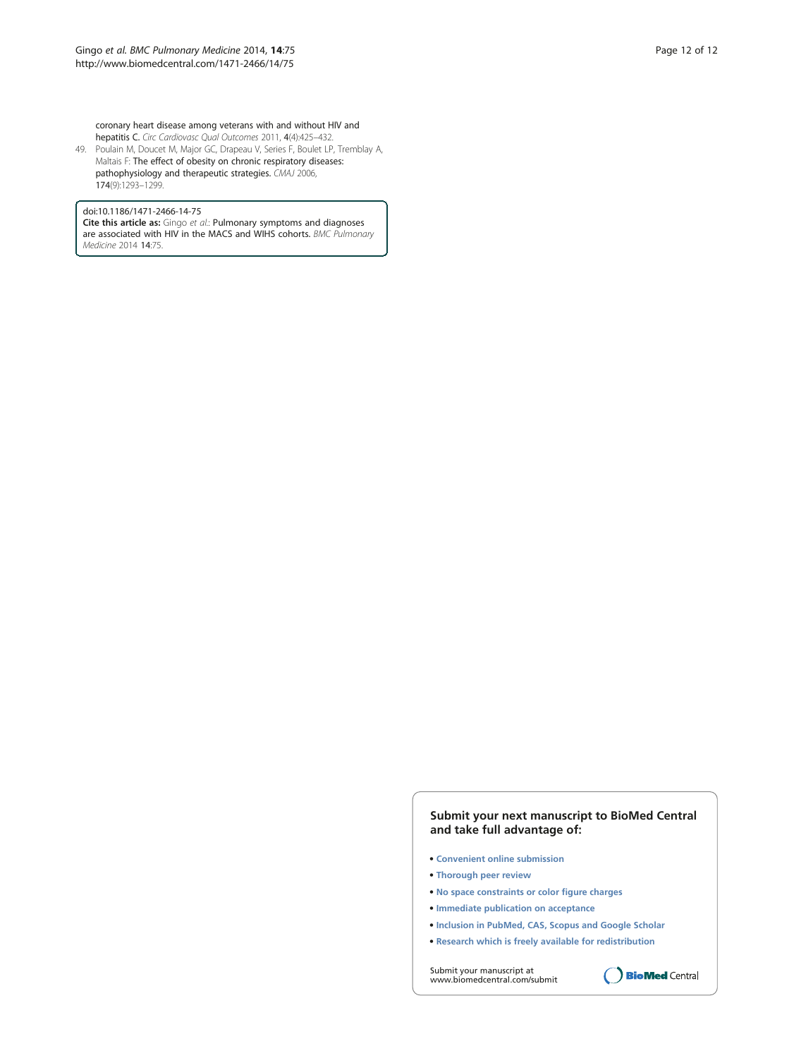coronary heart disease among veterans with and without HIV and hepatitis C. *Circ Cardiovasc Qual Outcomes* 2011, **4**(4):425–432.

49. Poulain M, Doucet M, Major GC, Drapeau V, Series F, Boulet LP, Tremblay A, Maltais F: **The effect of obesity on chronic respiratory diseases: pathophysiology and therapeutic strategies.** *CMAJ* 2006, **174**(9):1293–1299.

doi:10.1186/1471-2466-14-75

**Cite this article as:** Gingo *et al.*: Pulmonary symptoms and diagnoses are associated with HIV in the MACS and WIHS cohorts. *BMC Pulmonary Medicine* 2014 **14**:75.

**Submit your next manuscript to BioMed Central and take full advantage of:**

- **Convenient online submission**
- **Thorough peer review**
- **No space constraints or color figure charges**
- **Immediate publication on acceptance**
- **Inclusion in PubMed, CAS, Scopus and Google Scholar**
- **Research which is freely available for redistribution**

Submit your manuscript at
www.biomedcentral.com/submit

BioMed Central